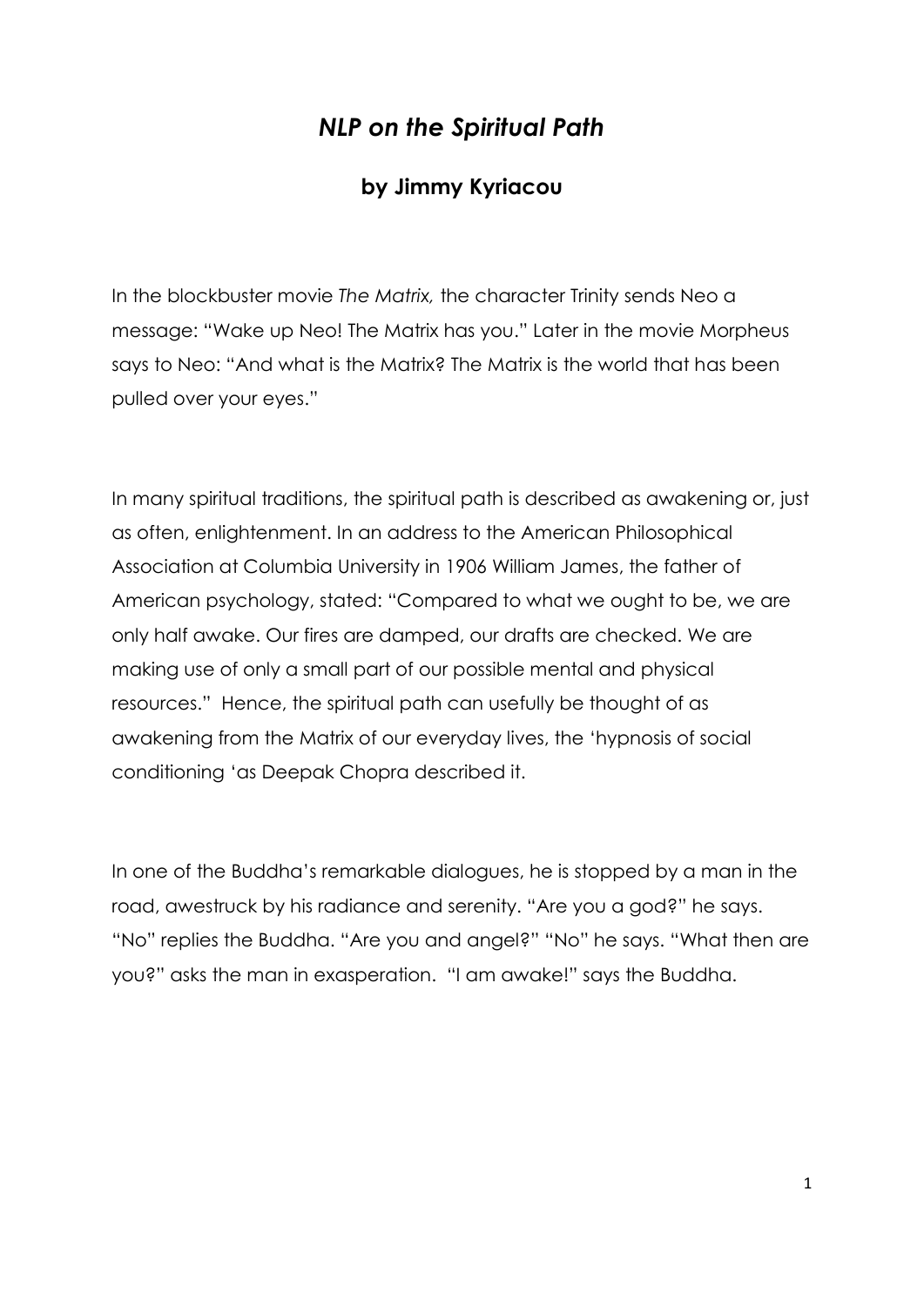# *NLP on the Spiritual Path*

## by Jimmy Kyriacou

In the blockbuster movie *The Matrix,* the character Trinity sends Neo a message: "Wake up Neo! The Matrix has you." Later in the movie Morpheus says to Neo: "And what is the Matrix? The Matrix is the world that has been pulled over your eyes."

In many spiritual traditions, the spiritual path is described as awakening or, just as often, enlightenment. In an address to the American Philosophical Association at Columbia University in 1906 William James, the father of American psychology, stated: "Compared to what we ought to be, we are only half awake. Our fires are damped, our drafts are checked. We are making use of only a small part of our possible mental and physical resources." Hence, the spiritual path can usefully be thought of as awakening from the Matrix of our everyday lives, the 'hypnosis of social conditioning 'as Deepak Chopra described it.

In one of the Buddha's remarkable dialogues, he is stopped by a man in the road, awestruck by his radiance and serenity. "Are you a god?" he says. "No" replies the Buddha. "Are you and angel?" "No" he says. "What then are you?" asks the man in exasperation. "I am awake!" says the Buddha.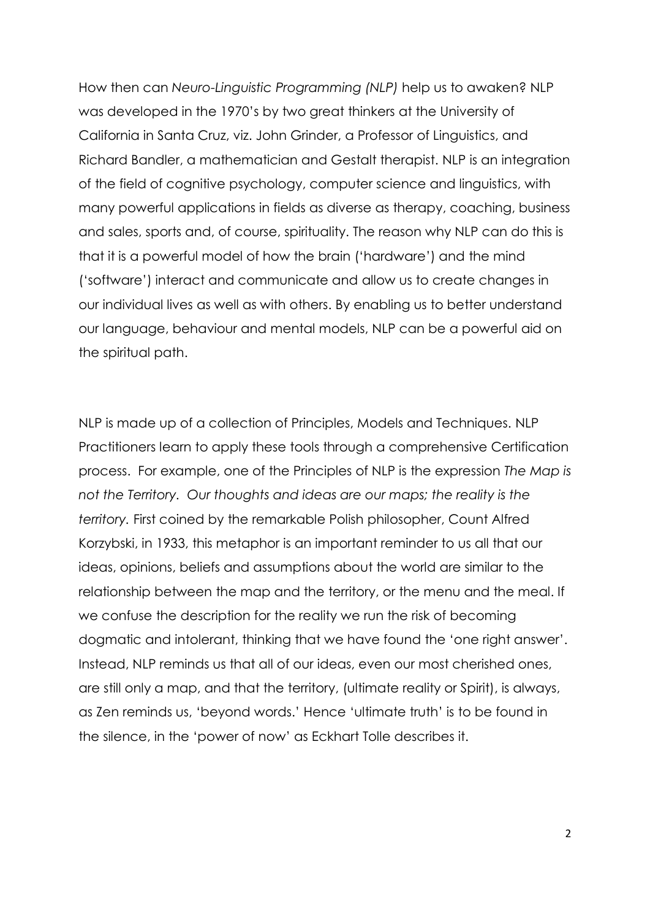How then can *Neuro-Linguistic Programming (NLP)* help us to awaken? NLP was developed in the 1970's by two great thinkers at the University of California in Santa Cruz, viz. John Grinder, a Professor of Linguistics, and Richard Bandler, a mathematician and Gestalt therapist. NLP is an integration of the field of cognitive psychology, computer science and linguistics, with many powerful applications in fields as diverse as therapy, coaching, business and sales, sports and, of course, spirituality. The reason why NLP can do this is that it is a powerful model of how the brain ('hardware') and the mind ('software') interact and communicate and allow us to create changes in our individual lives as well as with others. By enabling us to better understand our language, behaviour and mental models, NLP can be a powerful aid on the spiritual path.

NLP is made up of a collection of Principles, Models and Techniques. NLP Practitioners learn to apply these tools through a comprehensive Certification process. For example, one of the Principles of NLP is the expression *The Map is not the Territory. Our thoughts and ideas are our maps; the reality is the territory.* First coined by the remarkable Polish philosopher, Count Alfred Korzybski, in 1933, this metaphor is an important reminder to us all that our ideas, opinions, beliefs and assumptions about the world are similar to the relationship between the map and the territory, or the menu and the meal. If we confuse the description for the reality we run the risk of becoming dogmatic and intolerant, thinking that we have found the 'one right answer'. Instead, NLP reminds us that all of our ideas, even our most cherished ones, are still only a map, and that the territory, (ultimate reality or Spirit), is always, as Zen reminds us, 'beyond words.' Hence 'ultimate truth' is to be found in the silence, in the 'power of now' as Eckhart Tolle describes it.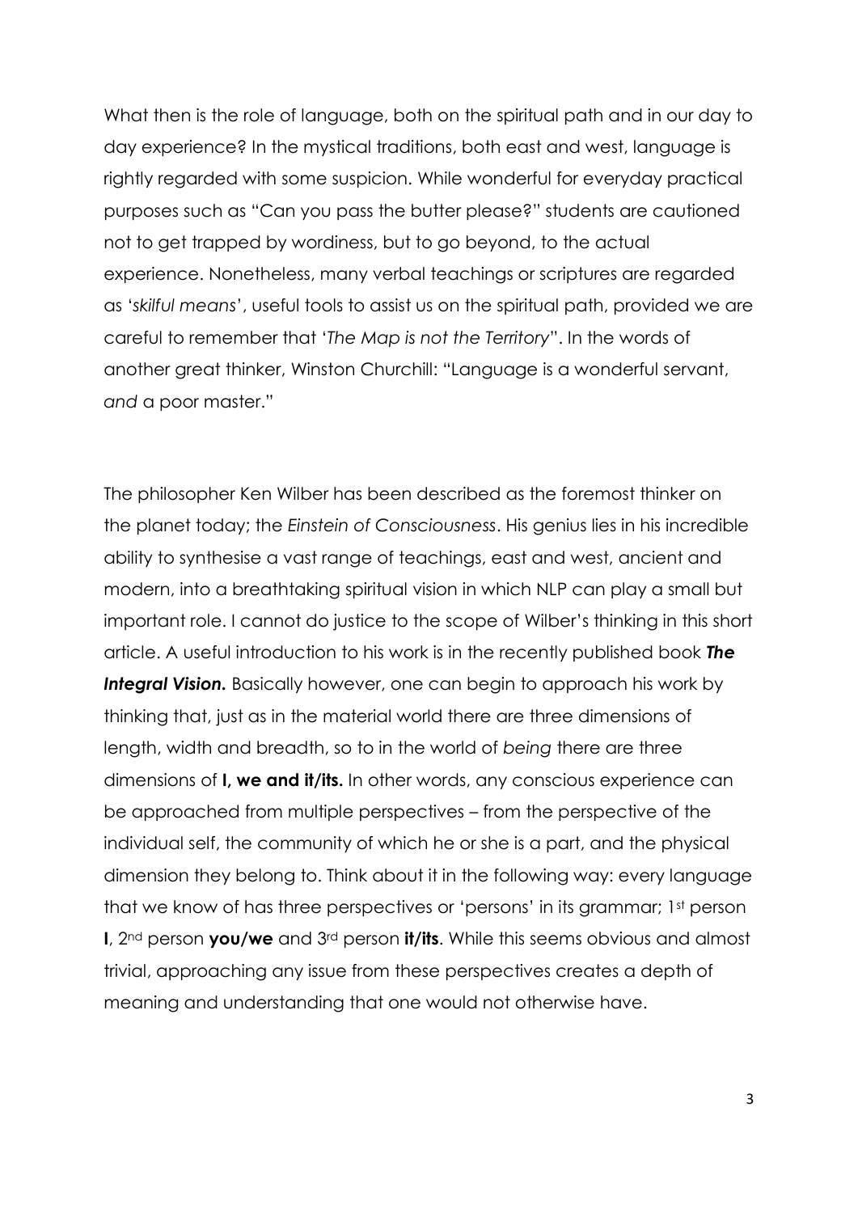What then is the role of language, both on the spiritual path and in our day to day experience? In the mystical traditions, both east and west, language is rightly regarded with some suspicion. While wonderful for everyday practical purposes such as "Can you pass the butter please?" students are cautioned not to get trapped by wordiness, but to go beyond, to the actual experience. Nonetheless, many verbal teachings or scriptures are regarded as '*skilful means*', useful tools to assist us on the spiritual path, provided we are careful to remember that '*The Map is not the Territory*". In the words of another great thinker, Winston Churchill: "Language is a wonderful servant, *and* a poor master."

The philosopher Ken Wilber has been described as the foremost thinker on the planet today; the *Einstein of Consciousness*. His genius lies in his incredible ability to synthesise a vast range of teachings, east and west, ancient and modern, into a breathtaking spiritual vision in which NLP can play a small but important role. I cannot do justice to the scope of Wilber's thinking in this short article. A useful introduction to his work is in the recently published book ***The Integral Vision.*** Basically however, one can begin to approach his work by thinking that, just as in the material world there are three dimensions of length, width and breadth, so to in the world of *being* there are three dimensions of **I, we and it/its.** In other words, any conscious experience can be approached from multiple perspectives – from the perspective of the individual self, the community of which he or she is a part, and the physical dimension they belong to. Think about it in the following way: every language that we know of has three perspectives or 'persons' in its grammar; 1st person **I**, 2nd person **you/we** and 3rd person **it/its**. While this seems obvious and almost trivial, approaching any issue from these perspectives creates a depth of meaning and understanding that one would not otherwise have.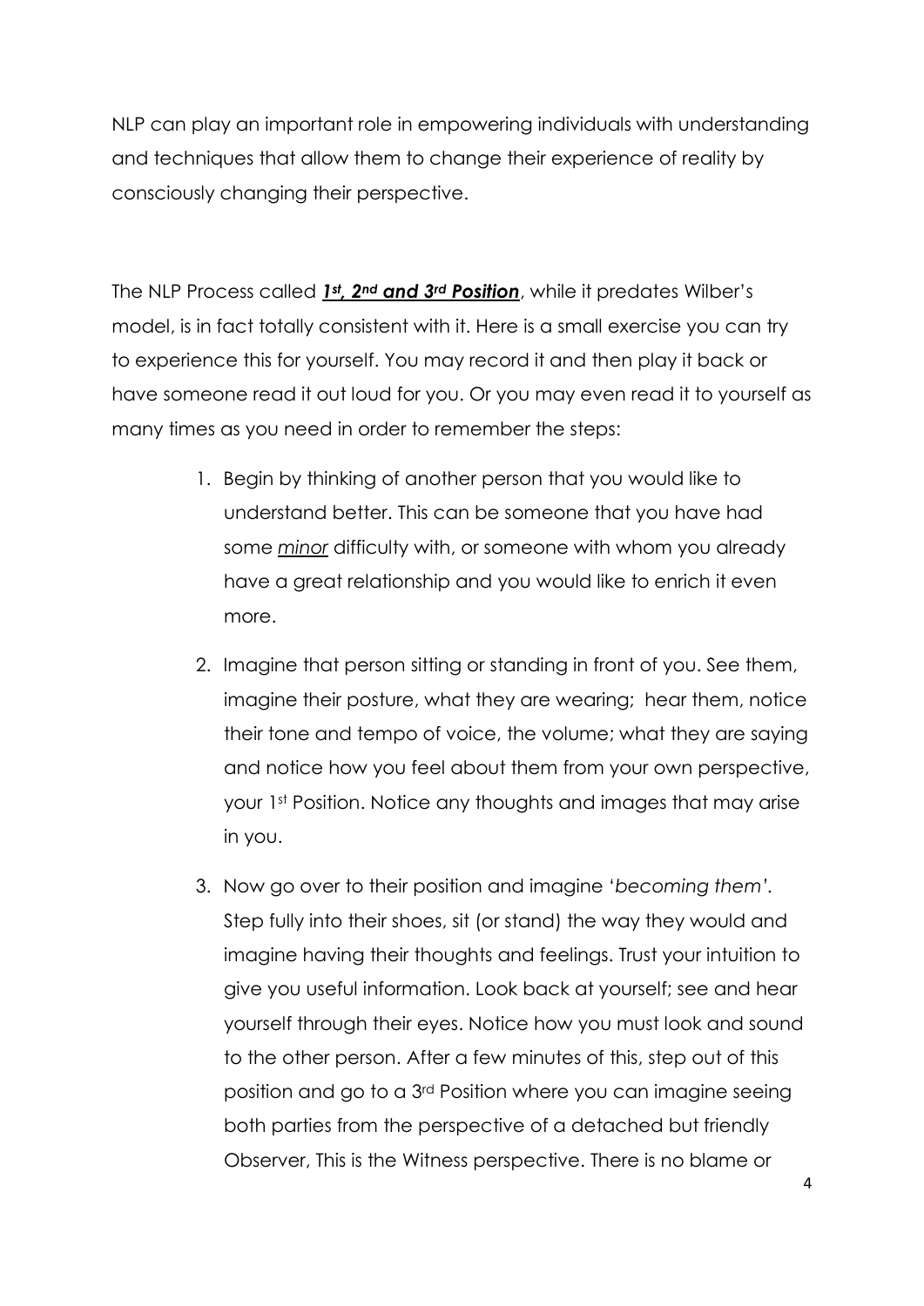NLP can play an important role in empowering individuals with understanding and techniques that allow them to change their experience of reality by consciously changing their perspective.

The NLP Process called ***<u>1st, 2nd and 3rd Position</u>***, while it predates Wilber's model, is in fact totally consistent with it. Here is a small exercise you can try to experience this for yourself. You may record it and then play it back or have someone read it out loud for you. Or you may even read it to yourself as many times as you need in order to remember the steps:

1. Begin by thinking of another person that you would like to understand better. This can be someone that you have had some *<u>minor</u>* difficulty with, or someone with whom you already have a great relationship and you would like to enrich it even more.
2. Imagine that person sitting or standing in front of you. See them, imagine their posture, what they are wearing; hear them, notice their tone and tempo of voice, the volume; what they are saying and notice how you feel about them from your own perspective, your 1st Position. Notice any thoughts and images that may arise in you.
3. Now go over to their position and imagine '*becoming them'*. Step fully into their shoes, sit (or stand) the way they would and imagine having their thoughts and feelings. Trust your intuition to give you useful information. Look back at yourself; see and hear yourself through their eyes. Notice how you must look and sound to the other person. After a few minutes of this, step out of this position and go to a 3rd Position where you can imagine seeing both parties from the perspective of a detached but friendly Observer, This is the Witness perspective. There is no blame or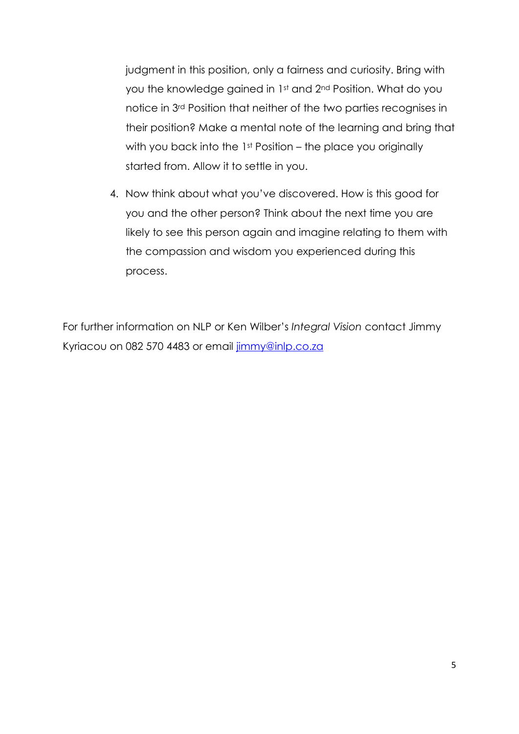judgment in this position, only a fairness and curiosity. Bring with you the knowledge gained in 1st and 2nd Position. What do you notice in 3rd Position that neither of the two parties recognises in their position? Make a mental note of the learning and bring that with you back into the 1st Position – the place you originally started from. Allow it to settle in you.

4. Now think about what you've discovered. How is this good for you and the other person? Think about the next time you are likely to see this person again and imagine relating to them with the compassion and wisdom you experienced during this process.

For further information on NLP or Ken Wilber's *Integral Vision* contact Jimmy Kyriacou on 082 570 4483 or email [jimmy@inlp.co.za](mailto:jimmy@inlp.co.za)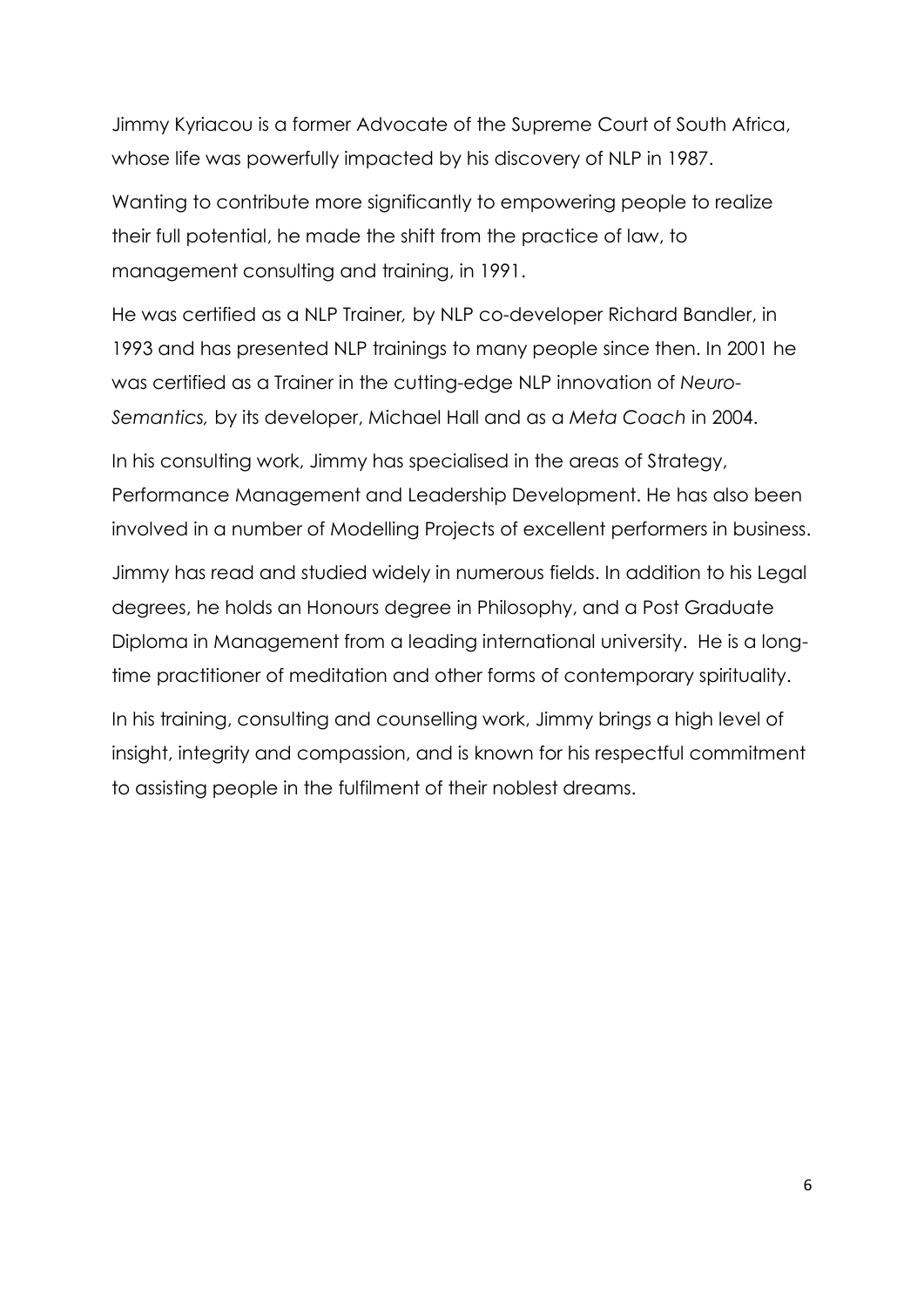Jimmy Kyriacou is a former Advocate of the Supreme Court of South Africa, whose life was powerfully impacted by his discovery of NLP in 1987.

Wanting to contribute more significantly to empowering people to realize their full potential, he made the shift from the practice of law, to management consulting and training, in 1991.

He was certified as a NLP Trainer, by NLP co-developer Richard Bandler, in 1993 and has presented NLP trainings to many people since then. In 2001 he was certified as a Trainer in the cutting-edge NLP innovation of *Neuro-Semantics,* by its developer, Michael Hall and as a *Meta Coach* in 2004.

In his consulting work, Jimmy has specialised in the areas of Strategy, Performance Management and Leadership Development. He has also been involved in a number of Modelling Projects of excellent performers in business.

Jimmy has read and studied widely in numerous fields. In addition to his Legal degrees, he holds an Honours degree in Philosophy, and a Post Graduate Diploma in Management from a leading international university. He is a long-time practitioner of meditation and other forms of contemporary spirituality.

In his training, consulting and counselling work, Jimmy brings a high level of insight, integrity and compassion, and is known for his respectful commitment to assisting people in the fulfilment of their noblest dreams.